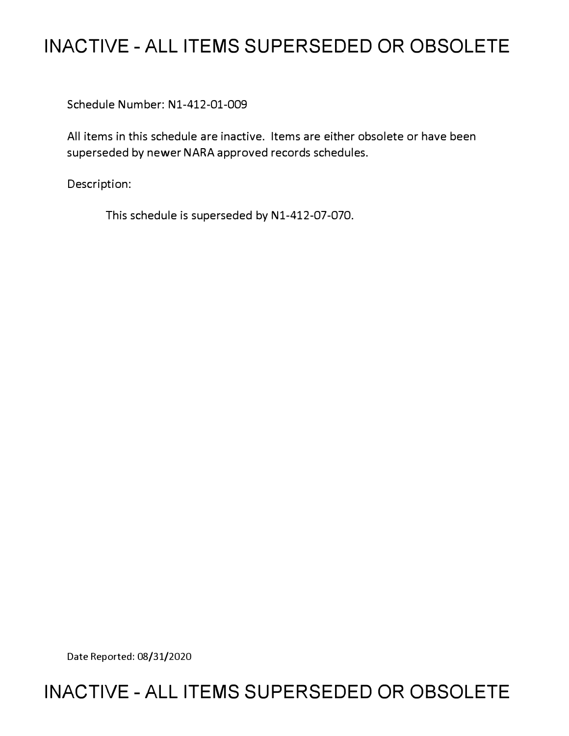# INACTIVE - ALL ITEMS SUPERSEDED OR OBSOLETE

Schedule Number: N1-412-01-009

All items in this schedule are inactive. Items are either obsolete or have been superseded by newer NARA approved records schedules.

Description:

This schedule is superseded by N1-412-07-070.

Date Reported: 08/31/2020

# INACTIVE - ALL ITEMS SUPERSEDED OR OBSOLETE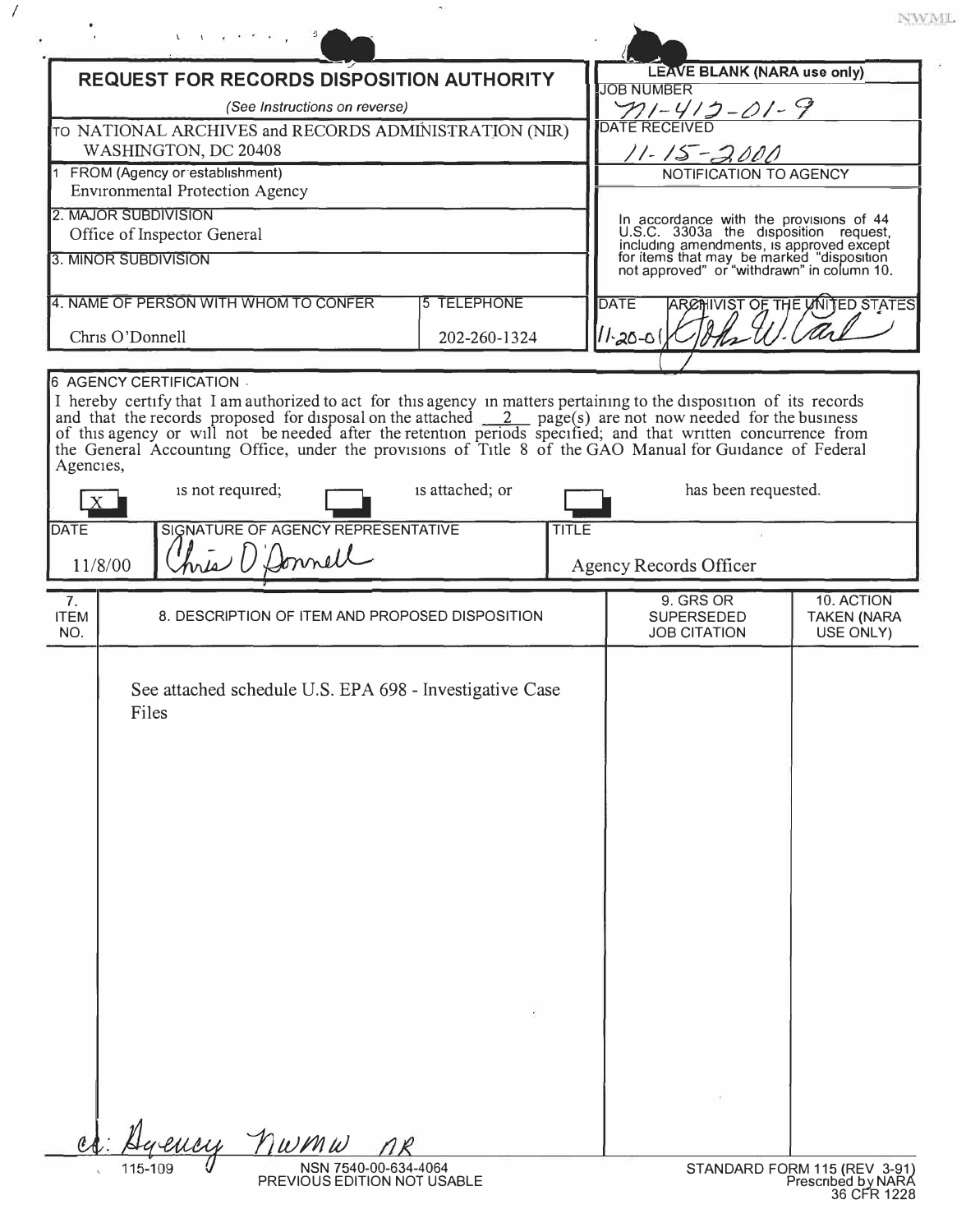NWML

## REQUEST FOR RECORDS DISPOSITION AUTHORITY

*(See Instructions on reverse)*

TO NATIONAL ARCHIVES and RECORDS ADMINISTRATION (NIR) WASHINGTON, DC 20408

**LEAVE BLANK (NARA use only)**

JOB NUMBER: N1-412-01-9

DATE RECEIVED: 11-15-2000

NOTIFICATION TO AGENCY

In accordance with the provisions of 44 U.S.C. 3303a the disposition request, including amendments, is approved except for items that may be marked "disposition not approved" or "withdrawn" in column 10.

DATE: 11-20-01

ARCHIVIST OF THE UNITED STATES: John W. Carlin

1. FROM (Agency or establishment): Environmental Protection Agency

2. MAJOR SUBDIVISION: Office of Inspector General

3. MINOR SUBDIVISION:

4. NAME OF PERSON WITH WHOM TO CONFER: Chris O'Donnell

5. TELEPHONE: 202-260-1324

### 6. AGENCY CERTIFICATION

I hereby certify that I am authorized to act for this agency in matters pertaining to the disposition of its records and that the records proposed for disposal on the attached 2 page(s) are not now needed for the business of this agency or will not be needed after the retention periods specified; and that written concurrence from the General Accounting Office, under the provisions of Title 8 of the GAO Manual for Guidance of Federal Agencies,

[X] is not required; [ ] is attached; or [ ] has been requested.

| DATE | SIGNATURE OF AGENCY REPRESENTATIVE | TITLE |
|---|---|---|
| 11/8/00 | Chris O'Donnell | Agency Records Officer |

| 7. ITEM NO. | 8. DESCRIPTION OF ITEM AND PROPOSED DISPOSITION | 9. GRS OR SUPERSEDED JOB CITATION | 10. ACTION TAKEN (NARA USE ONLY) |
|---|---|---|---|
| | See attached schedule U.S. EPA 698 - Investigative Case Files | | |

cc: Agency NWMW NR

115-109 NSN 7540-00-634-4064 PREVIOUS EDITION NOT USABLE

STANDARD FORM 115 (REV 3-91) Prescribed by NARA 36 CFR 1228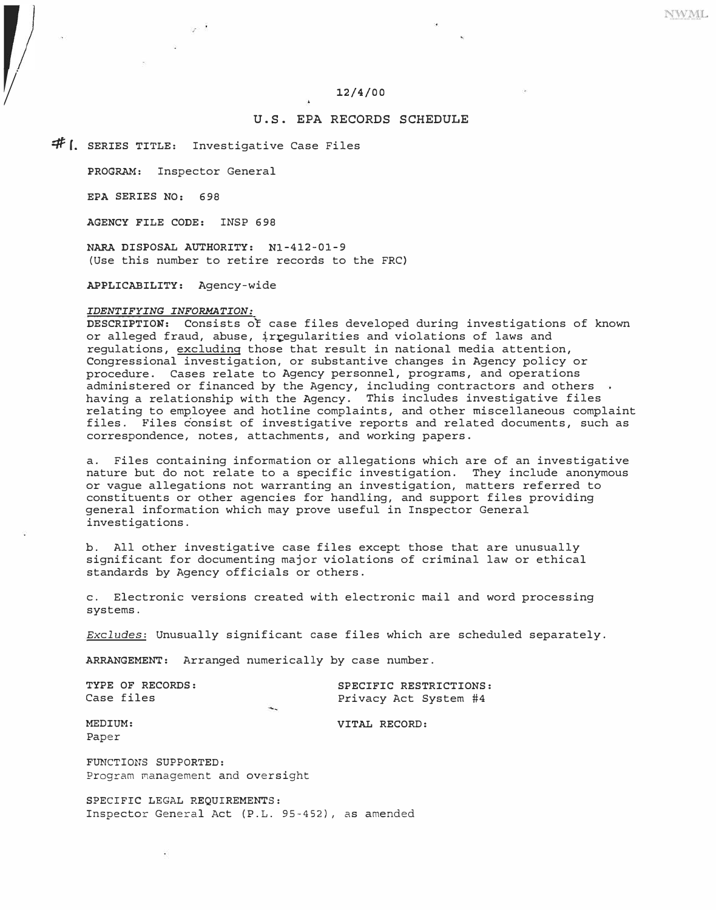12/4/00

# U.S. EPA RECORDS SCHEDULE

#1. **SERIES TITLE:** Investigative Case Files

**PROGRAM:** Inspector General

**EPA SERIES NO:** 698

**AGENCY FILE CODE:** INSP 698

**NARA DISPOSAL AUTHORITY:** N1-412-01-9
(Use this number to retire records to the FRC)

**APPLICABILITY:** Agency-wide

*IDENTIFYING INFORMATION:*

**DESCRIPTION:** Consists of case files developed during investigations of known or alleged fraud, abuse, irregularities and violations of laws and regulations, excluding those that result in national media attention, Congressional investigation, or substantive changes in Agency policy or procedure. Cases relate to Agency personnel, programs, and operations administered or financed by the Agency, including contractors and others having a relationship with the Agency. This includes investigative files relating to employee and hotline complaints, and other miscellaneous complaint files. Files consist of investigative reports and related documents, such as correspondence, notes, attachments, and working papers.

a. Files containing information or allegations which are of an investigative nature but do not relate to a specific investigation. They include anonymous or vague allegations not warranting an investigation, matters referred to constituents or other agencies for handling, and support files providing general information which may prove useful in Inspector General investigations.

b. All other investigative case files except those that are unusually significant for documenting major violations of criminal law or ethical standards by Agency officials or others.

c. Electronic versions created with electronic mail and word processing systems.

*Excludes:* Unusually significant case files which are scheduled separately.

**ARRANGEMENT:** Arranged numerically by case number.

**TYPE OF RECORDS:**
Case files

**SPECIFIC RESTRICTIONS:**
Privacy Act System #4

**MEDIUM:**
Paper

**VITAL RECORD:**

**FUNCTIONS SUPPORTED:**
Program management and oversight

**SPECIFIC LEGAL REQUIREMENTS:**
Inspector General Act (P.L. 95-452), as amended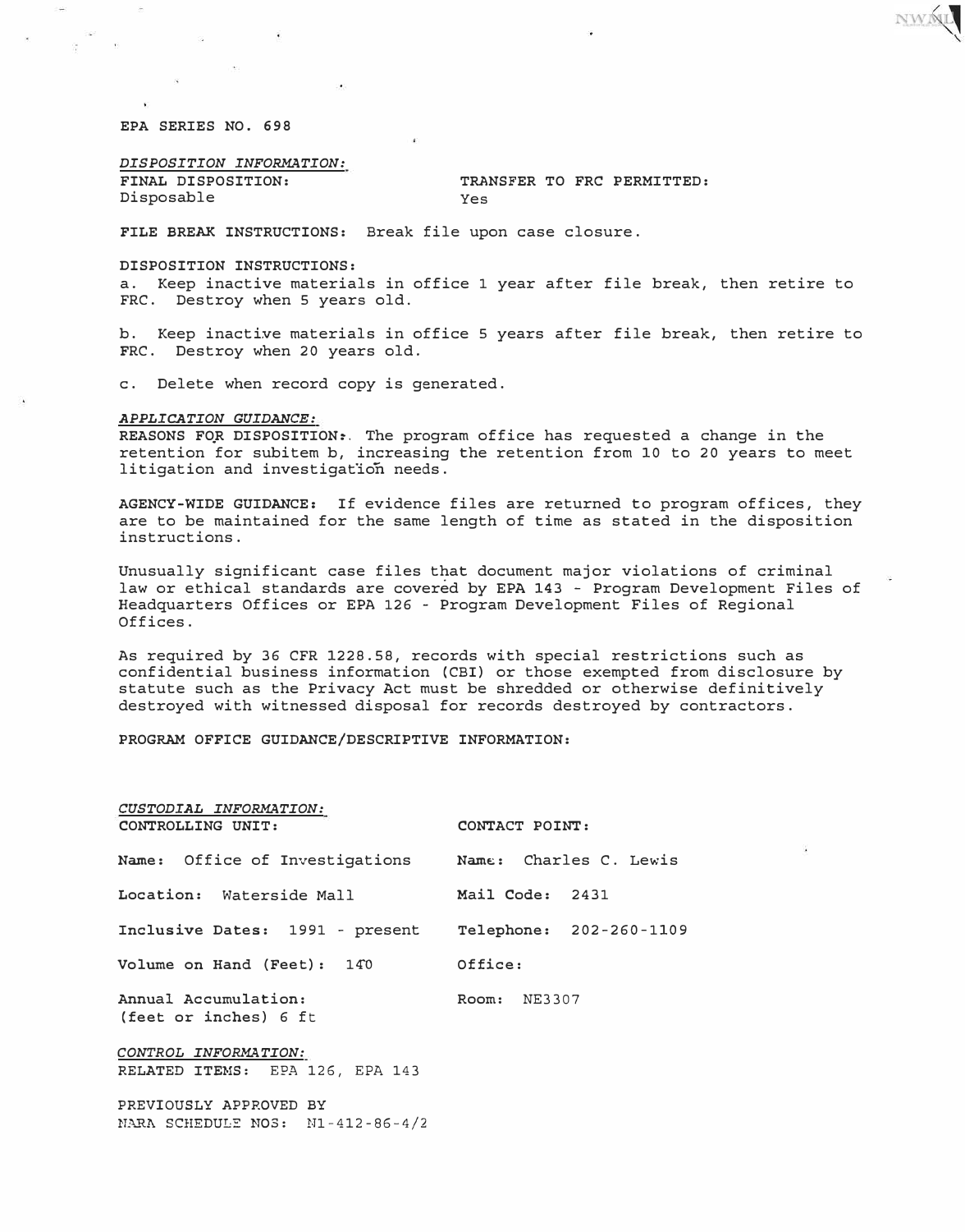**EPA SERIES NO. 698**

*DISPOSITION INFORMATION:*

**FINAL DISPOSITION:** Disposable

**TRANSFER TO FRC PERMITTED:** Yes

**FILE BREAK INSTRUCTIONS:** Break file upon case closure.

**DISPOSITION INSTRUCTIONS:**

a. Keep inactive materials in office 1 year after file break, then retire to FRC. Destroy when 5 years old.

b. Keep inactive materials in office 5 years after file break, then retire to FRC. Destroy when 20 years old.

c. Delete when record copy is generated.

*APPLICATION GUIDANCE:*

**REASONS FOR DISPOSITION:** The program office has requested a change in the retention for subitem b, increasing the retention from 10 to 20 years to meet litigation and investigation needs.

**AGENCY-WIDE GUIDANCE:** If evidence files are returned to program offices, they are to be maintained for the same length of time as stated in the disposition instructions.

Unusually significant case files that document major violations of criminal law or ethical standards are covered by EPA 143 - Program Development Files of Headquarters Offices or EPA 126 - Program Development Files of Regional Offices.

As required by 36 CFR 1228.58, records with special restrictions such as confidential business information (CBI) or those exempted from disclosure by statute such as the Privacy Act must be shredded or otherwise definitively destroyed with witnessed disposal for records destroyed by contractors.

**PROGRAM OFFICE GUIDANCE/DESCRIPTIVE INFORMATION:**

*CUSTODIAL INFORMATION:*

**CONTROLLING UNIT:**

**Name:** Office of Investigations

**Location:** Waterside Mall

**Inclusive Dates:** 1991 - present

**Volume on Hand (Feet):** 140

**Annual Accumulation:** (feet or inches) 6 ft

**CONTACT POINT:**

**Name:** Charles C. Lewis

**Mail Code:** 2431

**Telephone:** 202-260-1109

**Office:**

**Room:** NE3307

*CONTROL INFORMATION:*

**RELATED ITEMS:** EPA 126, EPA 143

PREVIOUSLY APPROVED BY NARA SCHEDULE NOS: N1-412-86-4/2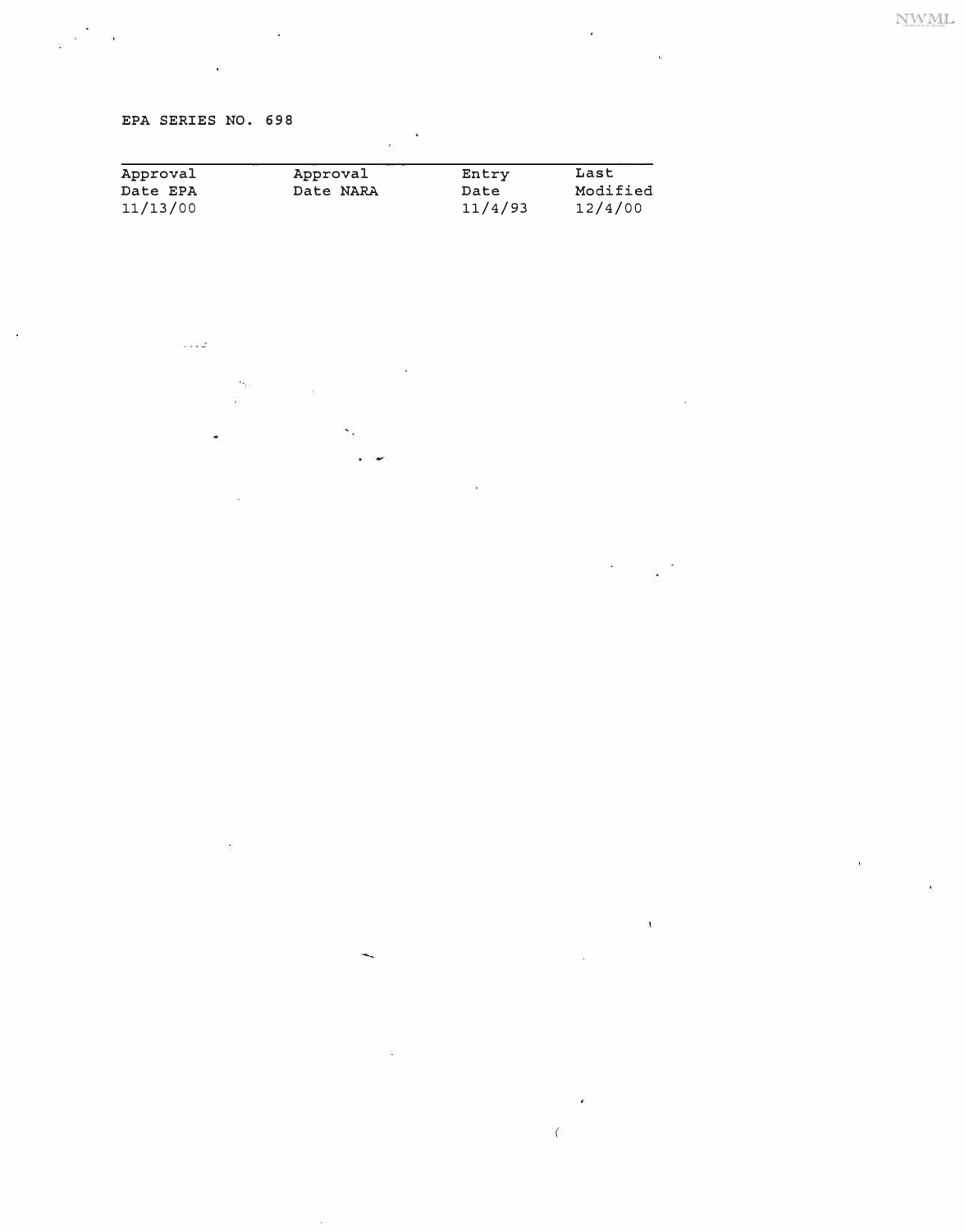EPA SERIES NO. 698

| Approval Date EPA | Approval Date NARA | Entry Date | Last Modified |
| --- | --- | --- | --- |
| 11/13/00 | | 11/4/93 | 12/4/00 |